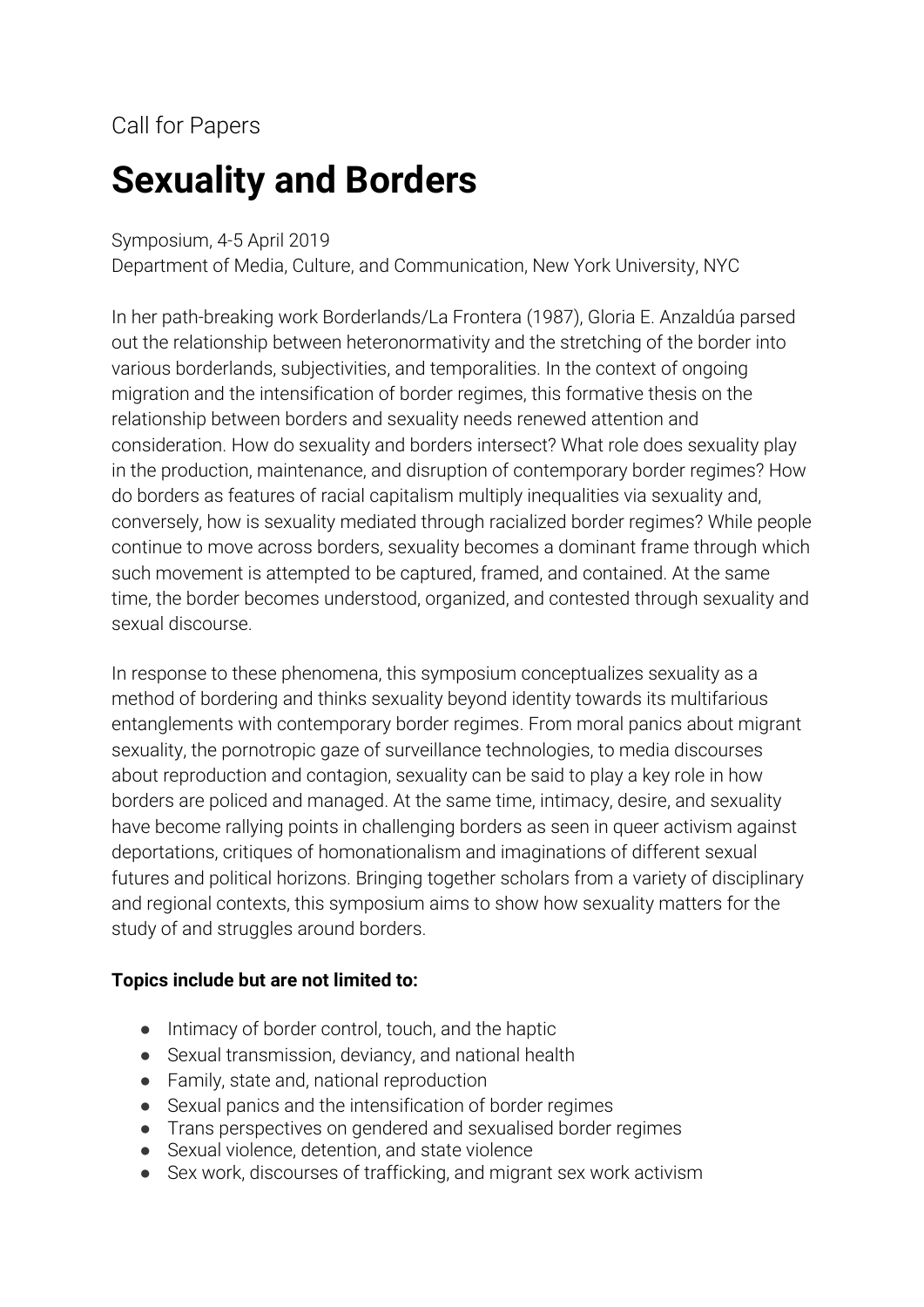Call for Papers

# Sexuality and Borders

Symposium, 4-5 April 2019
Department of Media, Culture, and Communication, New York University, NYC

In her path-breaking work Borderlands/La Frontera (1987), Gloria E. Anzaldúa parsed out the relationship between heteronormativity and the stretching of the border into various borderlands, subjectivities, and temporalities. In the context of ongoing migration and the intensification of border regimes, this formative thesis on the relationship between borders and sexuality needs renewed attention and consideration. How do sexuality and borders intersect? What role does sexuality play in the production, maintenance, and disruption of contemporary border regimes? How do borders as features of racial capitalism multiply inequalities via sexuality and, conversely, how is sexuality mediated through racialized border regimes? While people continue to move across borders, sexuality becomes a dominant frame through which such movement is attempted to be captured, framed, and contained. At the same time, the border becomes understood, organized, and contested through sexuality and sexual discourse.

In response to these phenomena, this symposium conceptualizes sexuality as a method of bordering and thinks sexuality beyond identity towards its multifarious entanglements with contemporary border regimes. From moral panics about migrant sexuality, the pornotropic gaze of surveillance technologies, to media discourses about reproduction and contagion, sexuality can be said to play a key role in how borders are policed and managed. At the same time, intimacy, desire, and sexuality have become rallying points in challenging borders as seen in queer activism against deportations, critiques of homonationalism and imaginations of different sexual futures and political horizons. Bringing together scholars from a variety of disciplinary and regional contexts, this symposium aims to show how sexuality matters for the study of and struggles around borders.

**Topics include but are not limited to:**

- Intimacy of border control, touch, and the haptic
- Sexual transmission, deviancy, and national health
- Family, state and, national reproduction
- Sexual panics and the intensification of border regimes
- Trans perspectives on gendered and sexualised border regimes
- Sexual violence, detention, and state violence
- Sex work, discourses of trafficking, and migrant sex work activism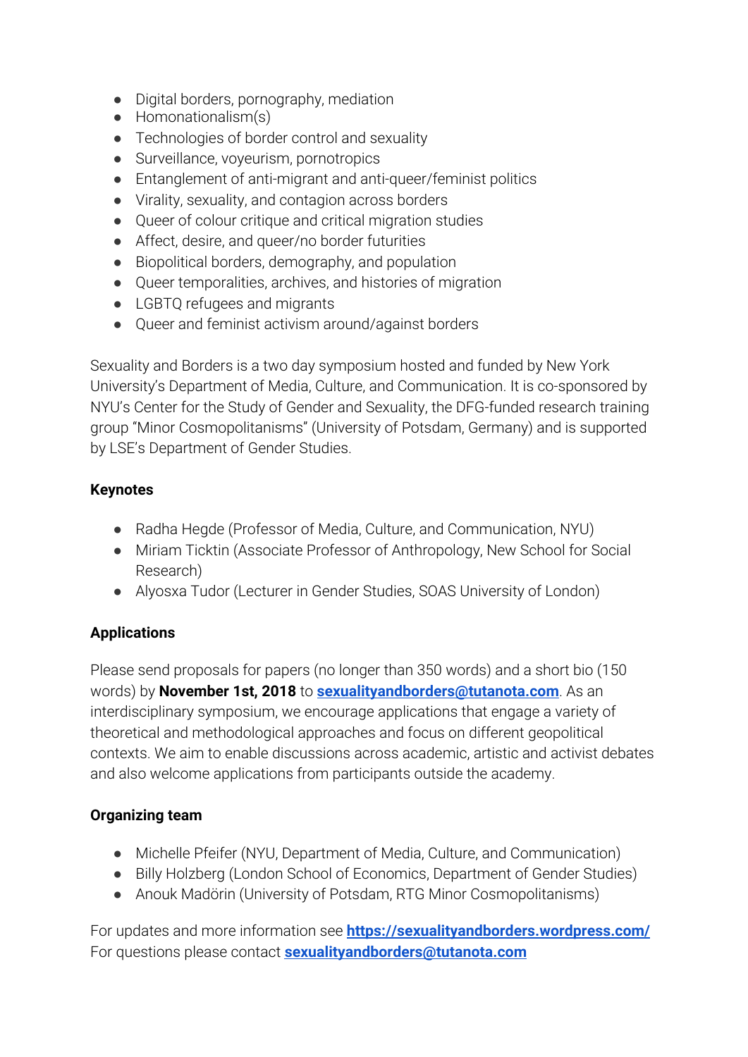- Digital borders, pornography, mediation
- Homonationalism(s)
- Technologies of border control and sexuality
- Surveillance, voyeurism, pornotropics
- Entanglement of anti-migrant and anti-queer/feminist politics
- Virality, sexuality, and contagion across borders
- Queer of colour critique and critical migration studies
- Affect, desire, and queer/no border futurities
- Biopolitical borders, demography, and population
- Queer temporalities, archives, and histories of migration
- LGBTQ refugees and migrants
- Queer and feminist activism around/against borders

Sexuality and Borders is a two day symposium hosted and funded by New York University's Department of Media, Culture, and Communication. It is co-sponsored by NYU's Center for the Study of Gender and Sexuality, the DFG-funded research training group "Minor Cosmopolitanisms" (University of Potsdam, Germany) and is supported by LSE's Department of Gender Studies.

**Keynotes**

- Radha Hegde (Professor of Media, Culture, and Communication, NYU)
- Miriam Ticktin (Associate Professor of Anthropology, New School for Social Research)
- Alyosxa Tudor (Lecturer in Gender Studies, SOAS University of London)

**Applications**

Please send proposals for papers (no longer than 350 words) and a short bio (150 words) by **November 1st, 2018** to **sexualityandborders@tutanota.com**. As an interdisciplinary symposium, we encourage applications that engage a variety of theoretical and methodological approaches and focus on different geopolitical contexts. We aim to enable discussions across academic, artistic and activist debates and also welcome applications from participants outside the academy.

**Organizing team**

- Michelle Pfeifer (NYU, Department of Media, Culture, and Communication)
- Billy Holzberg (London School of Economics, Department of Gender Studies)
- Anouk Madörin (University of Potsdam, RTG Minor Cosmopolitanisms)

For updates and more information see **https://sexualityandborders.wordpress.com/**
For questions please contact **sexualityandborders@tutanota.com**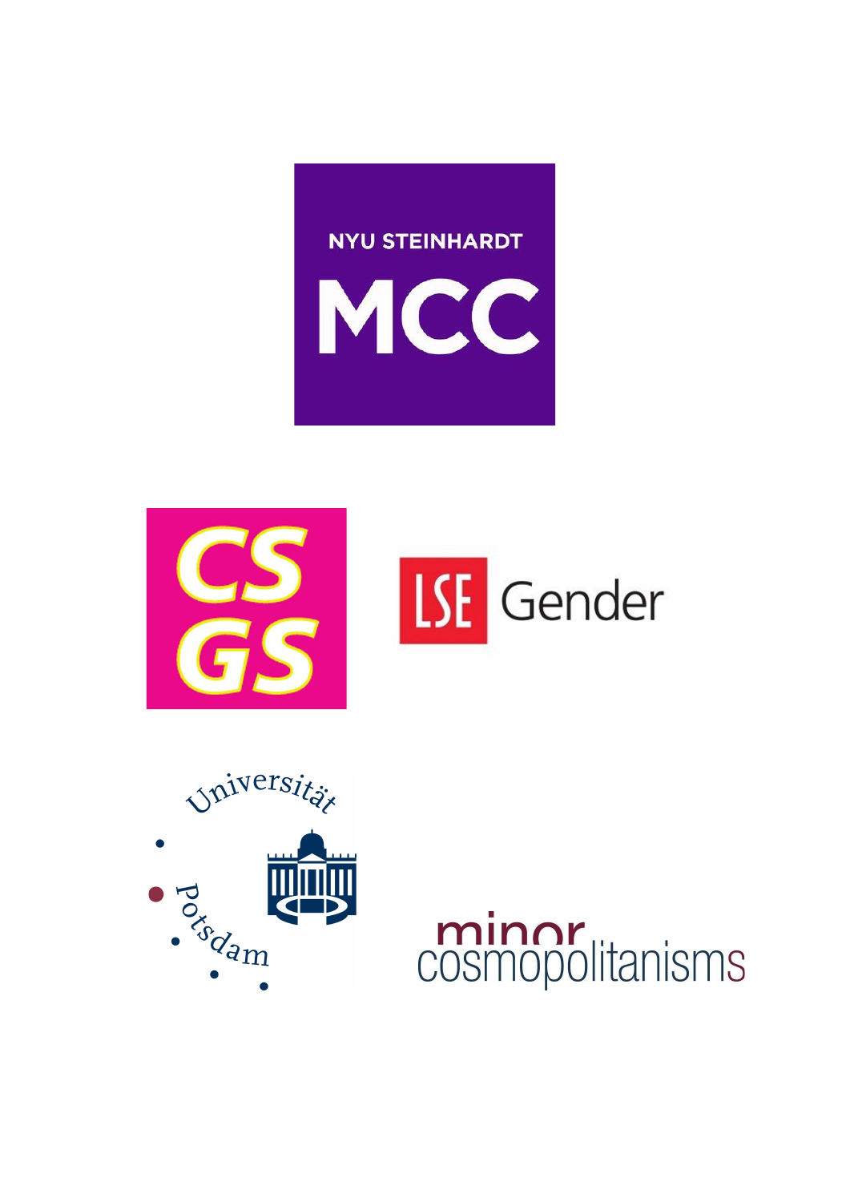NYU STEINHARDT

MCC

CS GS

LSE Gender

Universität Potsdam

minor cosmopolitanisms